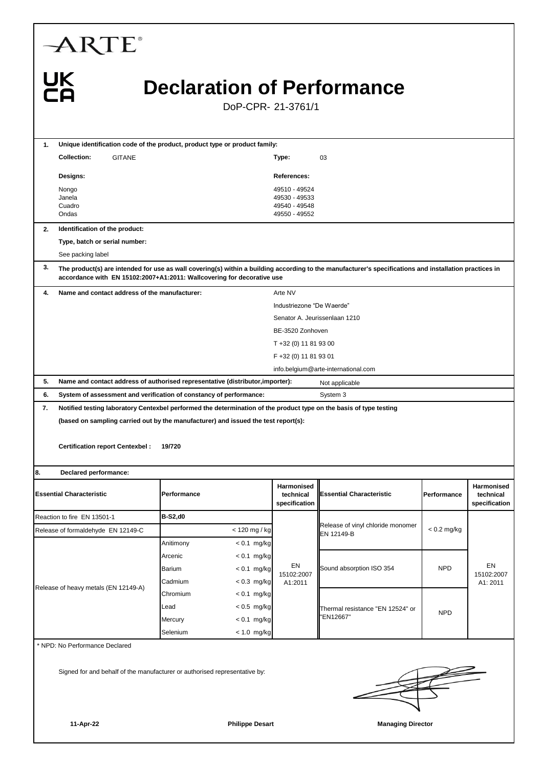ARTE®

UK CA

# Declaration of Performance

DoP-CPR- 21-3761/1

**1. Unique identification code of the product, product type or product family:**

**Collection:** GITANE

**Type:** 03

| Designs: | References: |
|---|---|
| Nongo | 49510 - 49524 |
| Janela | 49530 - 49533 |
| Cuadro | 49540 - 49548 |
| Ondas | 49550 - 49552 |

**2. Identification of the product:**

**Type, batch or serial number:**

See packing label

**3. The product(s) are intended for use as wall covering(s) within a building according to the manufacturer's specifications and installation practices in accordance with EN 15102:2007+A1:2011: Wallcovering for decorative use**

**4. Name and contact address of the manufacturer:**

Arte NV
Industriezone "De Waerde"
Senator A. Jeurissenlaan 1210
BE-3520 Zonhoven
T +32 (0) 11 81 93 00
F +32 (0) 11 81 93 01
info.belgium@arte-international.com

**5. Name and contact address of authorised representative (distributor,importer):** Not applicable

**6. System of assessment and verification of constancy of performance:** System 3

**7. Notified testing laboratory Centexbel performed the determination of the product type on the basis of type testing**

**(based on sampling carried out by the manufacturer) and issued the test report(s):**

**Certification report Centexbel : 19/720**

**8. Declared performance:**

| Essential Characteristic | Performance | | Harmonised technical specification | Essential Characteristic | Performance | Harmonised technical specification |
|---|---|---|---|---|---|---|
| Reaction to fire EN 13501-1 | **B-S2,d0** | | EN 15102:2007 A1:2011 | Release of vinyl chloride monomer EN 12149-B | < 0.2 mg/kg | EN 15102:2007 A1: 2011 |
| Release of formaldehyde EN 12149-C | | < 120 mg / kg | | | | |
| Release of heavy metals (EN 12149-A) | Anitimony | < 0.1 mg/kg | | | | |
| | Arcenic | < 0.1 mg/kg | | Sound absorption ISO 354 | NPD | |
| | Barium | < 0.1 mg/kg | | | | |
| | Cadmium | < 0.3 mg/kg | | | | |
| | Chromium | < 0.1 mg/kg | | Thermal resistance "EN 12524" or "EN12667" | NPD | |
| | Lead | < 0.5 mg/kg | | | | |
| | Mercury | < 0.1 mg/kg | | | | |
| | Selenium | < 1.0 mg/kg | | | | |

\* NPD: No Performance Declared

Signed for and behalf of the manufacturer or authorised representative by:

**11-Apr-22** **Philippe Desart** **Managing Director**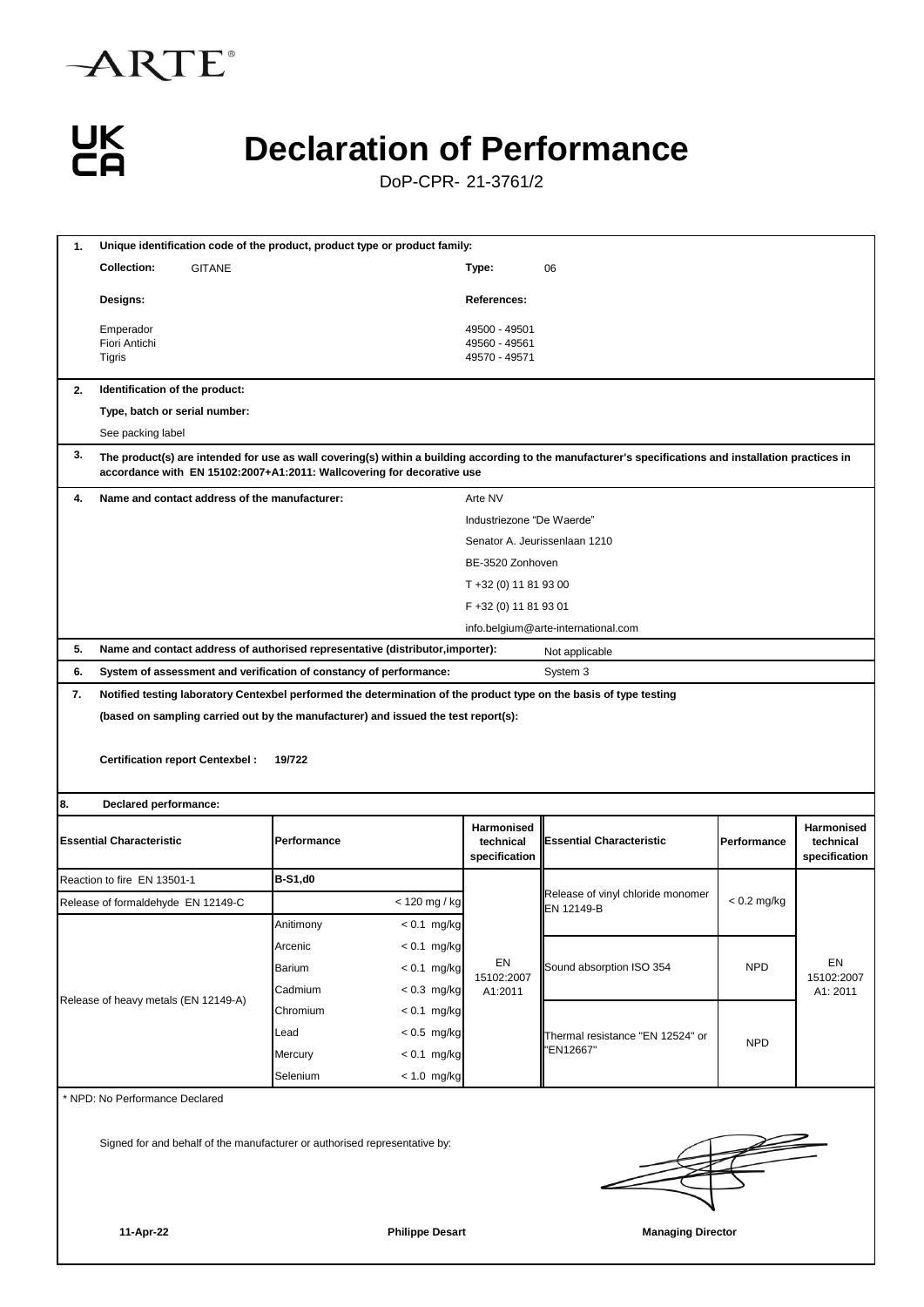ARTE®

UK CA

# Declaration of Performance

DoP-CPR- 21-3761/2

**1. Unique identification code of the product, product type or product family:**

**Collection:** GITANE

**Type:** 06

| **Designs:** | **References:** |
|---|---|
| Emperador | 49500 - 49501 |
| Fiori Antichi | 49560 - 49561 |
| Tigris | 49570 - 49571 |

**2. Identification of the product:**

**Type, batch or serial number:**

See packing label

**3. The product(s) are intended for use as wall covering(s) within a building according to the manufacturer's specifications and installation practices in accordance with EN 15102:2007+A1:2011: Wallcovering for decorative use**

**4. Name and contact address of the manufacturer:**

Arte NV
Industriezone "De Waerde"
Senator A. Jeurissenlaan 1210
BE-3520 Zonhoven
T +32 (0) 11 81 93 00
F +32 (0) 11 81 93 01
info.belgium@arte-international.com

**5. Name and contact address of authorised representative (distributor,importer):** Not applicable

**6. System of assessment and verification of constancy of performance:** System 3

**7. Notified testing laboratory Centexbel performed the determination of the product type on the basis of type testing**

**(based on sampling carried out by the manufacturer) and issued the test report(s):**

**Certification report Centexbel : 19/722**

**8. Declared performance:**

| Essential Characteristic | Performance | | Harmonised technical specification | Essential Characteristic | Performance | Harmonised technical specification |
|---|---|---|---|---|---|---|
| Reaction to fire EN 13501-1 | **B-S1,d0** | | EN 15102:2007 A1:2011 | Release of vinyl chloride monomer EN 12149-B | < 0.2 mg/kg | EN 15102:2007 A1: 2011 |
| Release of formaldehyde EN 12149-C | | < 120 mg / kg | | | | |
| Release of heavy metals (EN 12149-A) | Anitimony | < 0.1 mg/kg | | | | |
| | Arcenic | < 0.1 mg/kg | | Sound absorption ISO 354 | NPD | |
| | Barium | < 0.1 mg/kg | | | | |
| | Cadmium | < 0.3 mg/kg | | | | |
| | Chromium | < 0.1 mg/kg | | Thermal resistance "EN 12524" or "EN12667" | NPD | |
| | Lead | < 0.5 mg/kg | | | | |
| | Mercury | < 0.1 mg/kg | | | | |
| | Selenium | < 1.0 mg/kg | | | | |

\* NPD: No Performance Declared

Signed for and behalf of the manufacturer or authorised representative by:

**11-Apr-22** **Philippe Desart** **Managing Director**